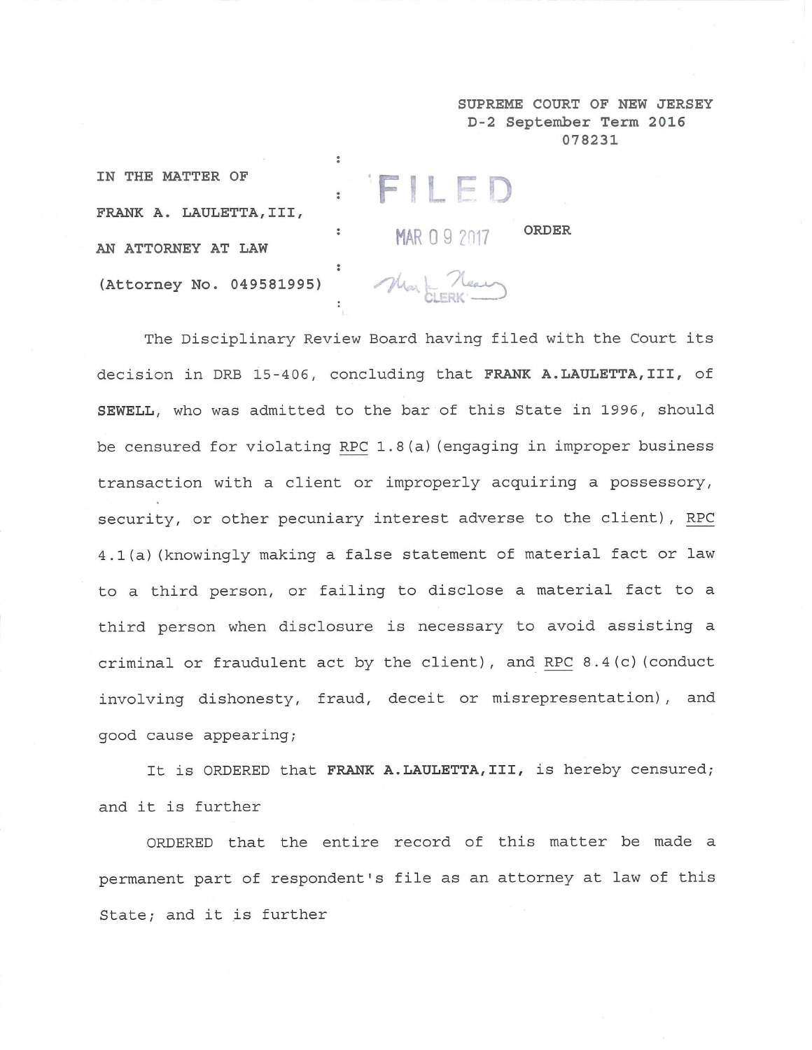SUPREME COURT OF NEW JERSEY
D-2 September Term 2016
078231

IN THE MATTER OF

FRANK A. LAULETTA, III,

AN ATTORNEY AT LAW

(Attorney No. 049581995)

FILED

MAR 09 2017

CLERK

ORDER

The Disciplinary Review Board having filed with the Court its decision in DRB 15-406, concluding that **FRANK A.LAULETTA,III,** of **SEWELL**, who was admitted to the bar of this State in 1996, should be censured for violating RPC 1.8(a)(engaging in improper business transaction with a client or improperly acquiring a possessory, security, or other pecuniary interest adverse to the client), RPC 4.1(a)(knowingly making a false statement of material fact or law to a third person, or failing to disclose a material fact to a third person when disclosure is necessary to avoid assisting a criminal or fraudulent act by the client), and RPC 8.4(c)(conduct involving dishonesty, fraud, deceit or misrepresentation), and good cause appearing;

It is ORDERED that **FRANK A.LAULETTA,III,** is hereby censured; and it is further

ORDERED that the entire record of this matter be made a permanent part of respondent's file as an attorney at law of this State; and it is further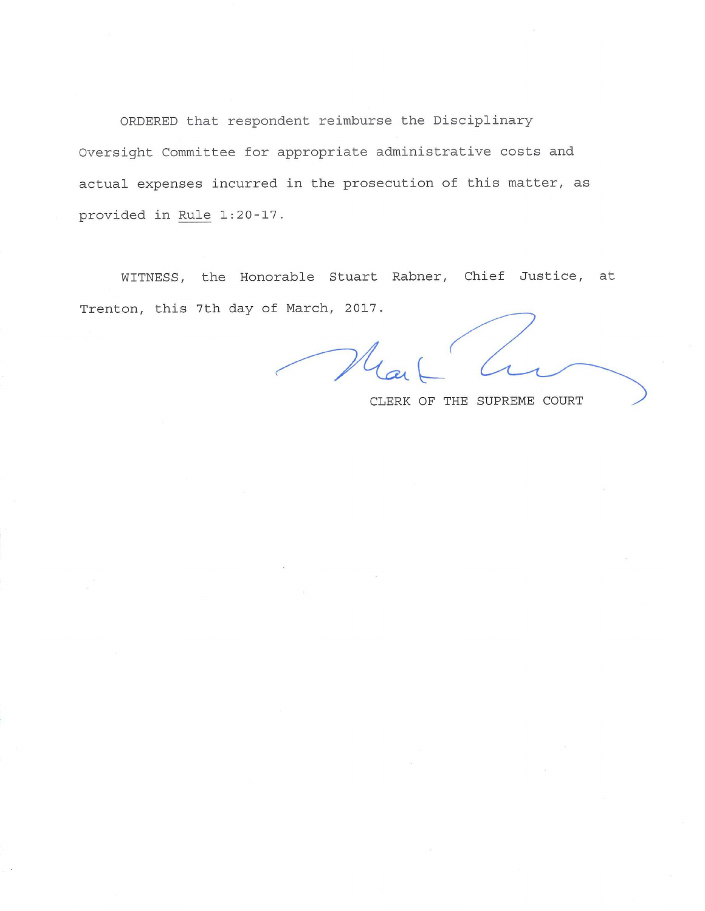ORDERED that respondent reimburse the Disciplinary Oversight Committee for appropriate administrative costs and actual expenses incurred in the prosecution of this matter, as provided in Rule 1:20-17.

WITNESS, the Honorable Stuart Rabner, Chief Justice, at Trenton, this 7th day of March, 2017.

CLERK OF THE SUPREME COURT